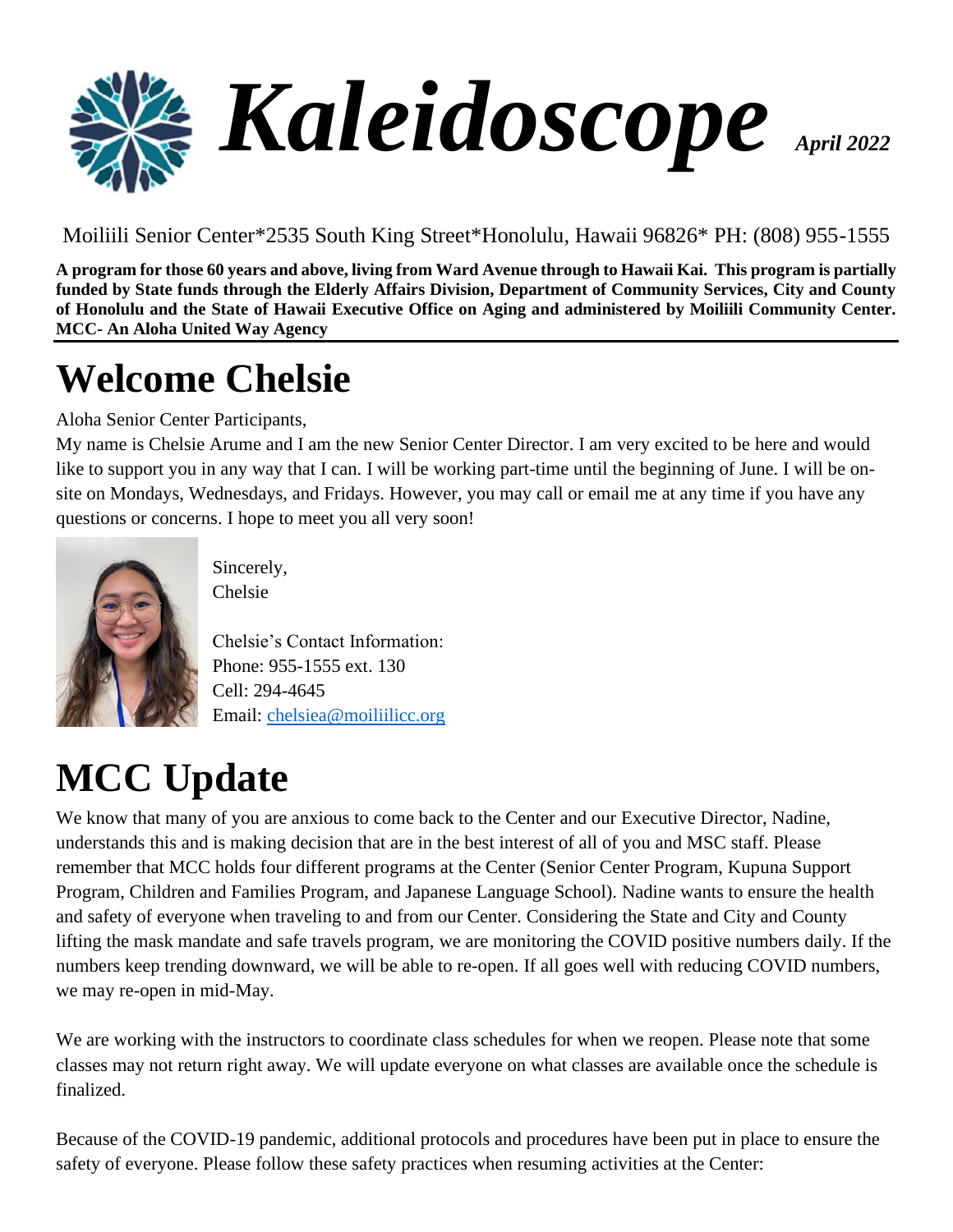# *Kaleidoscope* *April 2022*

Moiliili Senior Center*2535 South King Street*Honolulu, Hawaii 96826* PH: (808) 955-1555

**A program for those 60 years and above, living from Ward Avenue through to Hawaii Kai. This program is partially funded by State funds through the Elderly Affairs Division, Department of Community Services, City and County of Honolulu and the State of Hawaii Executive Office on Aging and administered by Moiliili Community Center. MCC- An Aloha United Way Agency**

# Welcome Chelsie

Aloha Senior Center Participants,

My name is Chelsie Arume and I am the new Senior Center Director. I am very excited to be here and would like to support you in any way that I can. I will be working part-time until the beginning of June. I will be on-site on Mondays, Wednesdays, and Fridays. However, you may call or email me at any time if you have any questions or concerns. I hope to meet you all very soon!

Sincerely,
Chelsie

Chelsie's Contact Information:
Phone: 955-1555 ext. 130
Cell: 294-4645
Email: chelsiea@moiliilicc.org

# MCC Update

We know that many of you are anxious to come back to the Center and our Executive Director, Nadine, understands this and is making decision that are in the best interest of all of you and MSC staff. Please remember that MCC holds four different programs at the Center (Senior Center Program, Kupuna Support Program, Children and Families Program, and Japanese Language School). Nadine wants to ensure the health and safety of everyone when traveling to and from our Center. Considering the State and City and County lifting the mask mandate and safe travels program, we are monitoring the COVID positive numbers daily. If the numbers keep trending downward, we will be able to re-open. If all goes well with reducing COVID numbers, we may re-open in mid-May.

We are working with the instructors to coordinate class schedules for when we reopen. Please note that some classes may not return right away. We will update everyone on what classes are available once the schedule is finalized.

Because of the COVID-19 pandemic, additional protocols and procedures have been put in place to ensure the safety of everyone. Please follow these safety practices when resuming activities at the Center: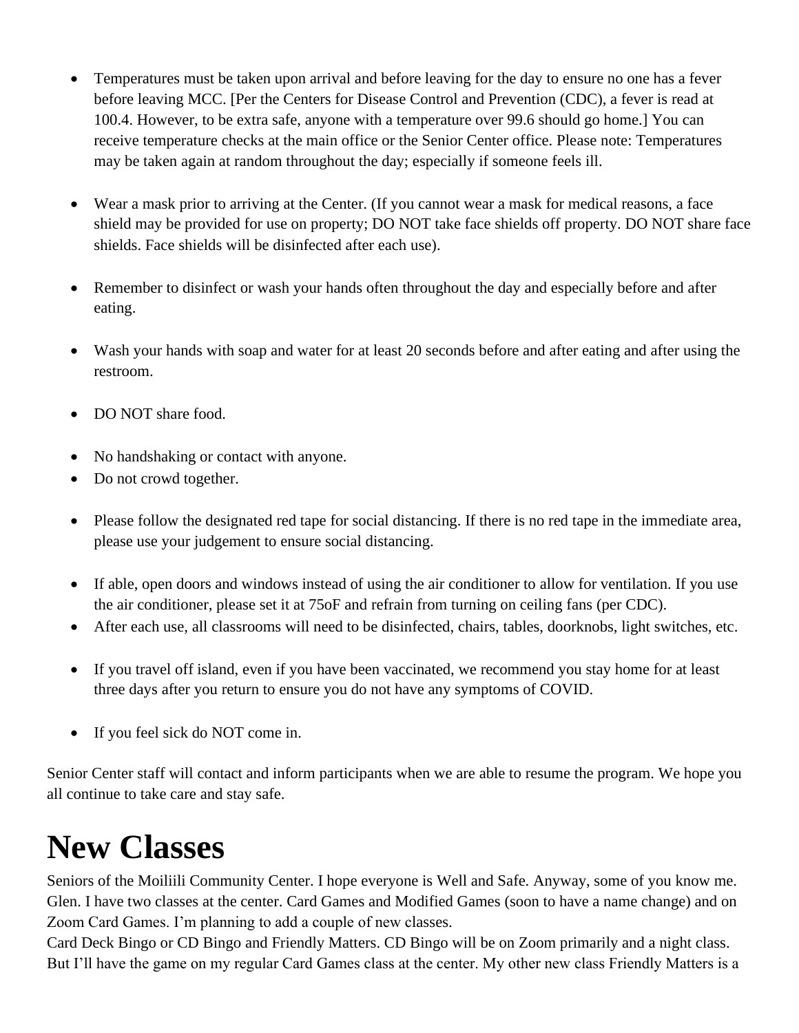- Temperatures must be taken upon arrival and before leaving for the day to ensure no one has a fever before leaving MCC. [Per the Centers for Disease Control and Prevention (CDC), a fever is read at 100.4. However, to be extra safe, anyone with a temperature over 99.6 should go home.] You can receive temperature checks at the main office or the Senior Center office. Please note: Temperatures may be taken again at random throughout the day; especially if someone feels ill.

- Wear a mask prior to arriving at the Center. (If you cannot wear a mask for medical reasons, a face shield may be provided for use on property; DO NOT take face shields off property. DO NOT share face shields. Face shields will be disinfected after each use).

- Remember to disinfect or wash your hands often throughout the day and especially before and after eating.

- Wash your hands with soap and water for at least 20 seconds before and after eating and after using the restroom.

- DO NOT share food.

- No handshaking or contact with anyone.
- Do not crowd together.

- Please follow the designated red tape for social distancing. If there is no red tape in the immediate area, please use your judgement to ensure social distancing.

- If able, open doors and windows instead of using the air conditioner to allow for ventilation. If you use the air conditioner, please set it at 75oF and refrain from turning on ceiling fans (per CDC).
- After each use, all classrooms will need to be disinfected, chairs, tables, doorknobs, light switches, etc.

- If you travel off island, even if you have been vaccinated, we recommend you stay home for at least three days after you return to ensure you do not have any symptoms of COVID.

- If you feel sick do NOT come in.

Senior Center staff will contact and inform participants when we are able to resume the program. We hope you all continue to take care and stay safe.

# New Classes

Seniors of the Moiliili Community Center. I hope everyone is Well and Safe. Anyway, some of you know me. Glen. I have two classes at the center. Card Games and Modified Games (soon to have a name change) and on Zoom Card Games. I'm planning to add a couple of new classes.
Card Deck Bingo or CD Bingo and Friendly Matters. CD Bingo will be on Zoom primarily and a night class. But I'll have the game on my regular Card Games class at the center. My other new class Friendly Matters is a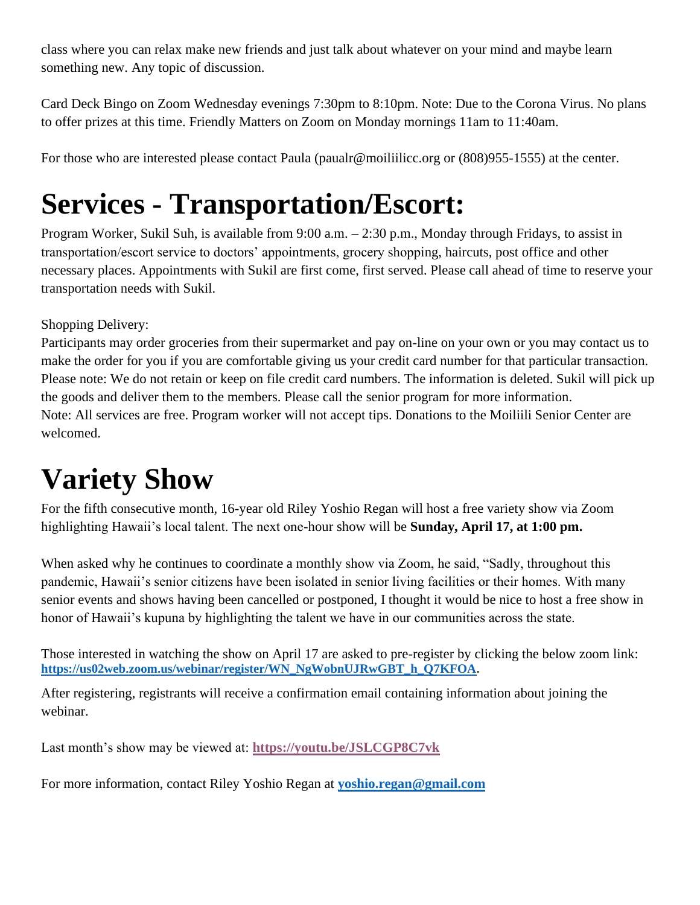class where you can relax make new friends and just talk about whatever on your mind and maybe learn something new. Any topic of discussion.

Card Deck Bingo on Zoom Wednesday evenings 7:30pm to 8:10pm. Note: Due to the Corona Virus. No plans to offer prizes at this time. Friendly Matters on Zoom on Monday mornings 11am to 11:40am.

For those who are interested please contact Paula (paualr@moiliilicc.org or (808)955-1555) at the center.

# Services - Transportation/Escort:

Program Worker, Sukil Suh, is available from 9:00 a.m. – 2:30 p.m., Monday through Fridays, to assist in transportation/escort service to doctors' appointments, grocery shopping, haircuts, post office and other necessary places. Appointments with Sukil are first come, first served. Please call ahead of time to reserve your transportation needs with Sukil.

Shopping Delivery:
Participants may order groceries from their supermarket and pay on-line on your own or you may contact us to make the order for you if you are comfortable giving us your credit card number for that particular transaction. Please note: We do not retain or keep on file credit card numbers. The information is deleted. Sukil will pick up the goods and deliver them to the members. Please call the senior program for more information.
Note: All services are free. Program worker will not accept tips. Donations to the Moiliili Senior Center are welcomed.

# Variety Show

For the fifth consecutive month, 16-year old Riley Yoshio Regan will host a free variety show via Zoom highlighting Hawaii's local talent. The next one-hour show will be **Sunday, April 17, at 1:00 pm.**

When asked why he continues to coordinate a monthly show via Zoom, he said, "Sadly, throughout this pandemic, Hawaii's senior citizens have been isolated in senior living facilities or their homes. With many senior events and shows having been cancelled or postponed, I thought it would be nice to host a free show in honor of Hawaii's kupuna by highlighting the talent we have in our communities across the state.

Those interested in watching the show on April 17 are asked to pre-register by clicking the below zoom link: **https://us02web.zoom.us/webinar/register/WN_NgWobnUJRwGBT_h_Q7KFOA.**

After registering, registrants will receive a confirmation email containing information about joining the webinar.

Last month's show may be viewed at: **https://youtu.be/JSLCGP8C7vk**

For more information, contact Riley Yoshio Regan at **yoshio.regan@gmail.com**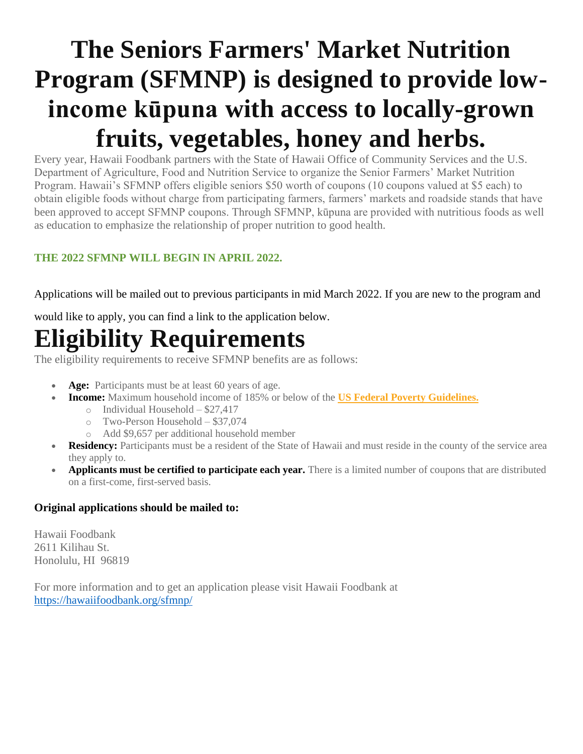# The Seniors Farmers' Market Nutrition Program (SFMNP) is designed to provide low-income kūpuna with access to locally-grown fruits, vegetables, honey and herbs.

Every year, Hawaii Foodbank partners with the State of Hawaii Office of Community Services and the U.S. Department of Agriculture, Food and Nutrition Service to organize the Senior Farmers' Market Nutrition Program. Hawaii's SFMNP offers eligible seniors $50 worth of coupons (10 coupons valued at $5 each) to obtain eligible foods without charge from participating farmers, farmers' markets and roadside stands that have been approved to accept SFMNP coupons. Through SFMNP, kūpuna are provided with nutritious foods as well as education to emphasize the relationship of proper nutrition to good health.

**THE 2022 SFMNP WILL BEGIN IN APRIL 2022.**

Applications will be mailed out to previous participants in mid March 2022. If you are new to the program and would like to apply, you can find a link to the application below.

# Eligibility Requirements

The eligibility requirements to receive SFMNP benefits are as follows:

- **Age:** Participants must be at least 60 years of age.
- **Income:** Maximum household income of 185% or below of the **US Federal Poverty Guidelines.**
  - Individual Household – $27,417
  - Two-Person Household – $37,074
  - Add $9,657 per additional household member
- **Residency:** Participants must be a resident of the State of Hawaii and must reside in the county of the service area they apply to.
- **Applicants must be certified to participate each year.** There is a limited number of coupons that are distributed on a first-come, first-served basis.

**Original applications should be mailed to:**

Hawaii Foodbank
2611 Kilihau St.
Honolulu, HI 96819

For more information and to get an application please visit Hawaii Foodbank at https://hawaiifoodbank.org/sfmnp/